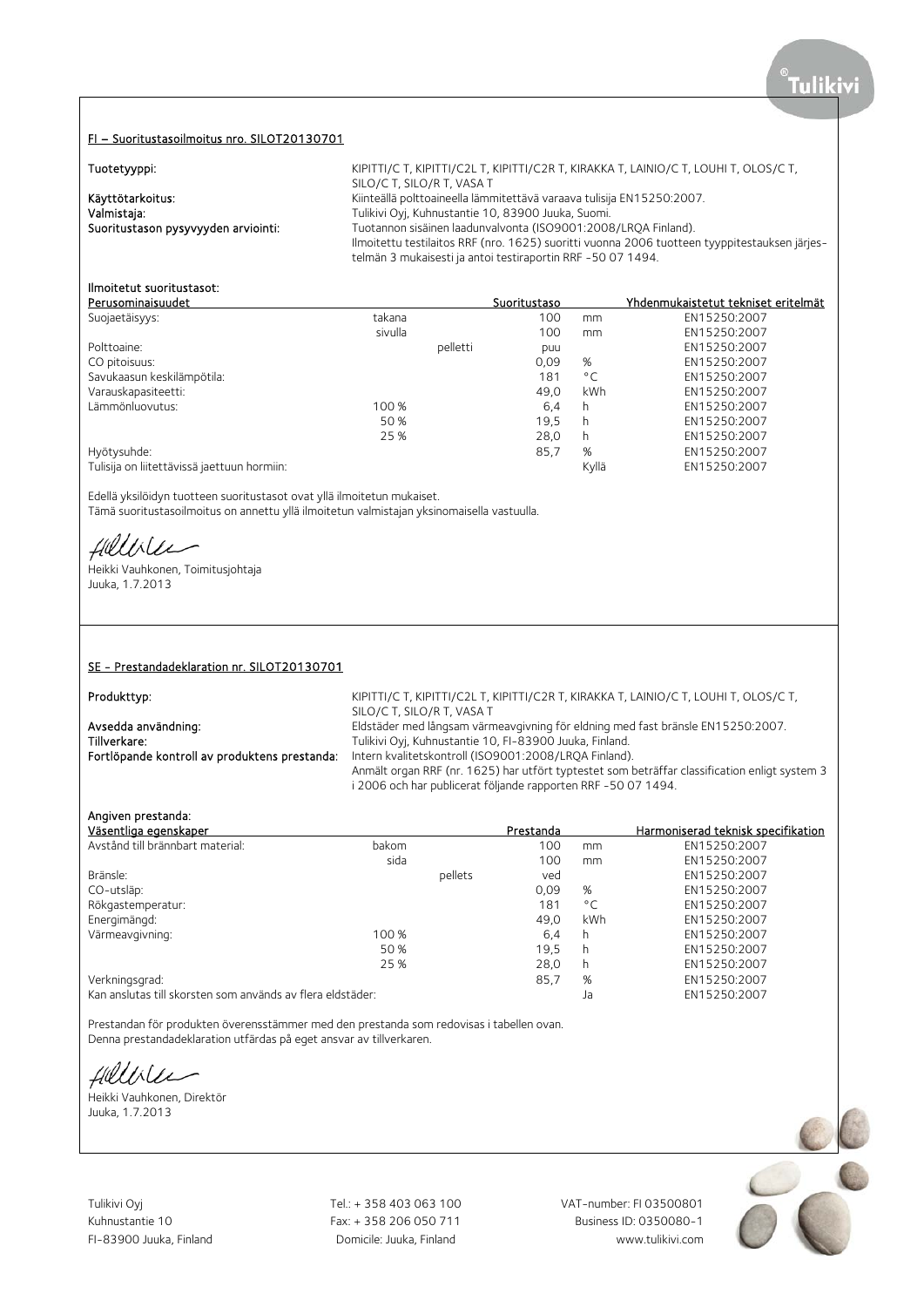## FI – Suoritustasoilmoitus nro. SILOT20130701

**Tuotetyyppi:** KIPITTI/C T, KIPITTI/C2L T, KIPITTI/C2R T, KIRAKKA T, LAINIO/C T, LOUHI T, OLOS/C T, SILO/C T, SILO/R T, VASA T

**Käyttötarkoitus:** Kiinteällä polttoaineella lämmitettävä varaava tulisija EN15250:2007.

**Valmistaja:** Tulikivi Oyj, Kuhnustantie 10, 83900 Juuka, Suomi.

**Suoritustason pysyvyyden arviointi:** Tuotannon sisäinen laadunvalvonta (ISO9001:2008/LRQA Finland). Ilmoitettu testilaitos RRF (nro. 1625) suoritti vuonna 2006 tuotteen tyyppitestauksen järjestelmän 3 mukaisesti ja antoi testiraportin RRF -50 07 1494.

**Ilmoitetut suoritustasot:**

| Perusominaisuudet | | | Suoritustaso | | Yhdenmukaistetut tekniset eritelmät |
|---|---|---|---|---|---|
| Suojaetäisyys: | takana | | 100 | mm | EN15250:2007 |
| | sivulla | | 100 | mm | EN15250:2007 |
| Polttoaine: | | pelletti | puu | | EN15250:2007 |
| CO pitoisuus: | | | 0,09 | % | EN15250:2007 |
| Savukaasun keskilämpötila: | | | 181 | °C | EN15250:2007 |
| Varauskapasiteetti: | | | 49,0 | kWh | EN15250:2007 |
| Lämmönluovutus: | 100 % | | 6,4 | h | EN15250:2007 |
| | 50 % | | 19,5 | h | EN15250:2007 |
| | 25 % | | 28,0 | h | EN15250:2007 |
| Hyötysuhde: | | | 85,7 | % | EN15250:2007 |
| Tulisija on liitettävissä jaettuun hormiin: | | | | Kyllä | EN15250:2007 |

Edellä yksilöidyn tuotteen suoritustasot ovat yllä ilmoitetun mukaiset.
Tämä suoritustasoilmoitus on annettu yllä ilmoitetun valmistajan yksinomaisella vastuulla.

Heikki Vauhkonen, Toimitusjohtaja
Juuka, 1.7.2013

## SE - Prestandadeklaration nr. SILOT20130701

**Produkttyp:** KIPITTI/C T, KIPITTI/C2L T, KIPITTI/C2R T, KIRAKKA T, LAINIO/C T, LOUHI T, OLOS/C T, SILO/C T, SILO/R T, VASA T

**Avsedda användning:** Eldstäder med långsam värmeavgivning för eldning med fast bränsle EN15250:2007.

**Tillverkare:** Tulikivi Oyj, Kuhnustantie 10, FI-83900 Juuka, Finland.

**Fortlöpande kontroll av produktens prestanda:** Intern kvalitetskontroll (ISO9001:2008/LRQA Finland). Anmält organ RRF (nr. 1625) har utfört typtestet som beträffar classification enligt system 3 i 2006 och har publicerat följande rapporten RRF -50 07 1494.

**Angiven prestanda:**

| Väsentliga egenskaper | | | Prestanda | | Harmoniserad teknisk specifikation |
|---|---|---|---|---|---|
| Avstånd till brännbart material: | bakom | | 100 | mm | EN15250:2007 |
| | sida | | 100 | mm | EN15250:2007 |
| Bränsle: | | pellets | ved | | EN15250:2007 |
| CO-utsläp: | | | 0,09 | % | EN15250:2007 |
| Rökgastemperatur: | | | 181 | °C | EN15250:2007 |
| Energimängd: | | | 49,0 | kWh | EN15250:2007 |
| Värmeavgivning: | 100 % | | 6,4 | h | EN15250:2007 |
| | 50 % | | 19,5 | h | EN15250:2007 |
| | 25 % | | 28,0 | h | EN15250:2007 |
| Verkningsgrad: | | | 85,7 | % | EN15250:2007 |
| Kan anslutas till skorsten som används av flera eldstäder: | | | | Ja | EN15250:2007 |

Prestandan för produkten överensstämmer med den prestanda som redovisas i tabellen ovan.
Denna prestandadeklaration utfärdas på eget ansvar av tillverkaren.

Heikki Vauhkonen, Direktör
Juuka, 1.7.2013

Tulikivi Oyj
Kuhnustantie 10
FI-83900 Juuka, Finland

Tel.: + 358 403 063 100
Fax: + 358 206 050 711
Domicile: Juuka, Finland

VAT-number: FI 03500801
Business ID: 0350080-1
www.tulikivi.com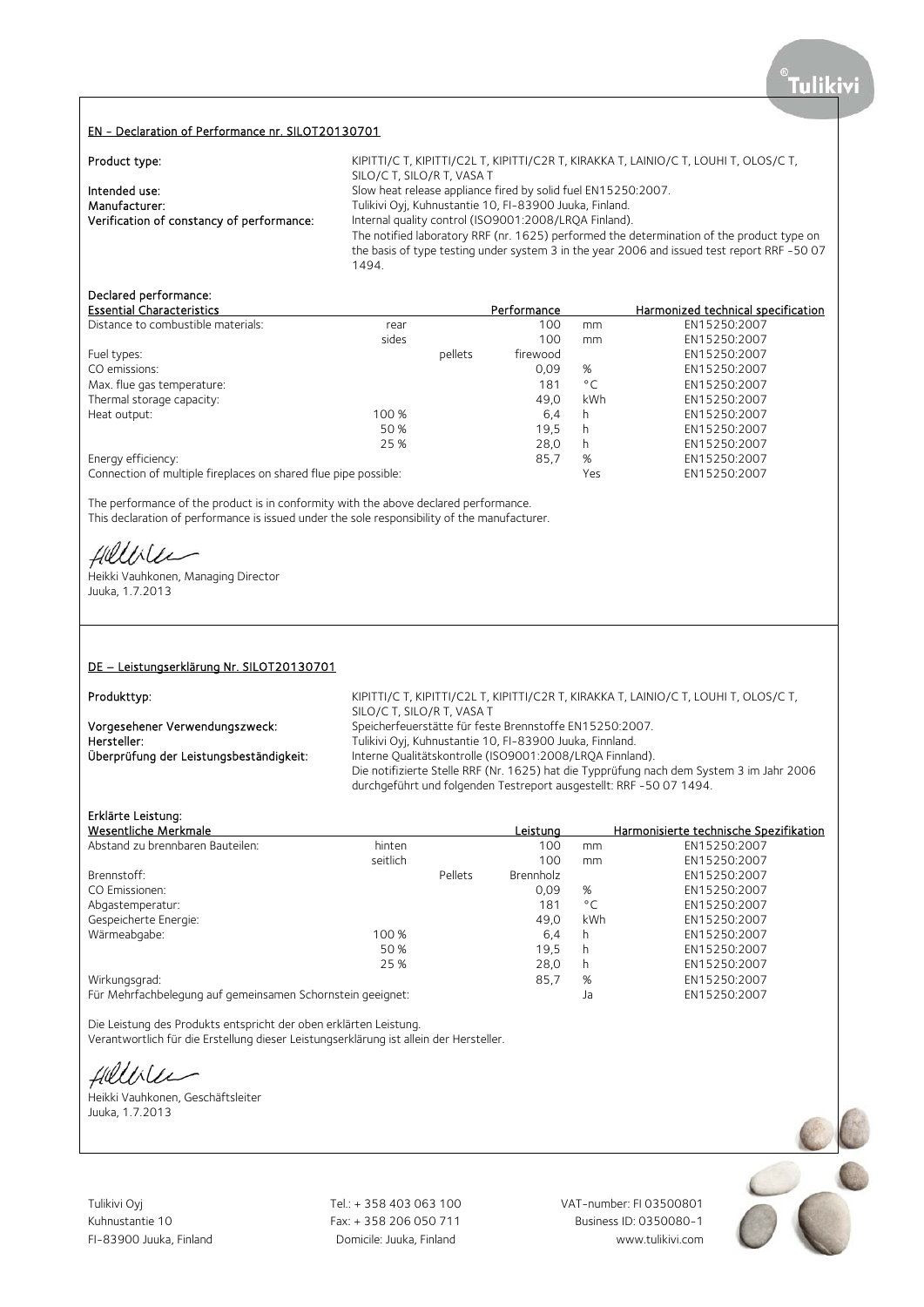## EN - Declaration of Performance nr. SILOT20130701

**Product type:** KIPITTI/C T, KIPITTI/C2L T, KIPITTI/C2R T, KIRAKKA T, LAINIO/C T, LOUHI T, OLOS/C T, SILO/C T, SILO/R T, VASA T

**Intended use:** Slow heat release appliance fired by solid fuel EN15250:2007.

**Manufacturer:** Tulikivi Oyj, Kuhnustantie 10, FI-83900 Juuka, Finland.

**Verification of constancy of performance:** Internal quality control (ISO9001:2008/LRQA Finland).
The notified laboratory RRF (nr. 1625) performed the determination of the product type on the basis of type testing under system 3 in the year 2006 and issued test report RRF -50 07 1494.

**Declared performance:**

| Essential Characteristics | | | Performance | | Harmonized technical specification |
|---|---|---|---|---|---|
| Distance to combustible materials: | rear | | 100 | mm | EN15250:2007 |
| | sides | | 100 | mm | EN15250:2007 |
| Fuel types: | | pellets | firewood | | EN15250:2007 |
| CO emissions: | | | 0,09 | % | EN15250:2007 |
| Max. flue gas temperature: | | | 181 | °C | EN15250:2007 |
| Thermal storage capacity: | | | 49,0 | kWh | EN15250:2007 |
| Heat output: | 100 % | | 6,4 | h | EN15250:2007 |
| | 50 % | | 19,5 | h | EN15250:2007 |
| | 25 % | | 28,0 | h | EN15250:2007 |
| Energy efficiency: | | | 85,7 | % | EN15250:2007 |
| Connection of multiple fireplaces on shared flue pipe possible: | | | | Yes | EN15250:2007 |

The performance of the product is in conformity with the above declared performance.
This declaration of performance is issued under the sole responsibility of the manufacturer.

Heikki Vauhkonen, Managing Director
Juuka, 1.7.2013

## DE – Leistungserklärung Nr. SILOT20130701

**Produkttyp:** KIPITTI/C T, KIPITTI/C2L T, KIPITTI/C2R T, KIRAKKA T, LAINIO/C T, LOUHI T, OLOS/C T, SILO/C T, SILO/R T, VASA T

**Vorgesehener Verwendungszweck:** Speicherfeuerstätte für feste Brennstoffe EN15250:2007.

**Hersteller:** Tulikivi Oyj, Kuhnustantie 10, FI-83900 Juuka, Finnland.

**Überprüfung der Leistungsbeständigkeit:** Interne Qualitätskontrolle (ISO9001:2008/LRQA Finnland).
Die notifizierte Stelle RRF (Nr. 1625) hat die Typprüfung nach dem System 3 im Jahr 2006 durchgeführt und folgenden Testreport ausgestellt: RRF -50 07 1494.

**Erklärte Leistung:**

| Wesentliche Merkmale | | | Leistung | | Harmonisierte technische Spezifikation |
|---|---|---|---|---|---|
| Abstand zu brennbaren Bauteilen: | hinten | | 100 | mm | EN15250:2007 |
| | seitlich | | 100 | mm | EN15250:2007 |
| Brennstoff: | | Pellets | Brennholz | | EN15250:2007 |
| CO Emissionen: | | | 0,09 | % | EN15250:2007 |
| Abgastemperatur: | | | 181 | °C | EN15250:2007 |
| Gespeicherte Energie: | | | 49,0 | kWh | EN15250:2007 |
| Wärmeabgabe: | 100 % | | 6,4 | h | EN15250:2007 |
| | 50 % | | 19,5 | h | EN15250:2007 |
| | 25 % | | 28,0 | h | EN15250:2007 |
| Wirkungsgrad: | | | 85,7 | % | EN15250:2007 |
| Für Mehrfachbelegung auf gemeinsamen Schornstein geeignet: | | | | Ja | EN15250:2007 |

Die Leistung des Produkts entspricht der oben erklärten Leistung.
Verantwortlich für die Erstellung dieser Leistungserklärung ist allein der Hersteller.

Heikki Vauhkonen, Geschäftsleiter
Juuka, 1.7.2013

Tulikivi Oyj
Kuhnustantie 10
FI-83900 Juuka, Finland

Tel.: + 358 403 063 100
Fax: + 358 206 050 711
Domicile: Juuka, Finland

VAT-number: FI 03500801
Business ID: 0350080-1
www.tulikivi.com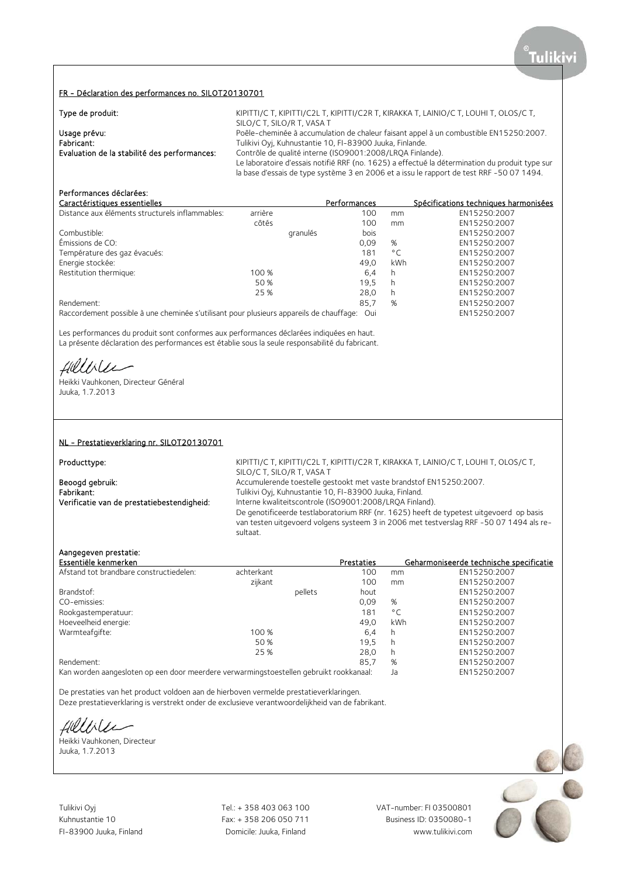## FR - Déclaration des performances no. SILOT20130701

| | |
|---|---|
| Type de produit: | KIPITTI/C T, KIPITTI/C2L T, KIPITTI/C2R T, KIRAKKA T, LAINIO/C T, LOUHI T, OLOS/C T, SILO/C T, SILO/R T, VASA T |
| Usage prévu: | Poêle-cheminée à accumulation de chaleur faisant appel à un combustible EN15250:2007. |
| Fabricant: | Tulikivi Oyj, Kuhnustantie 10, FI-83900 Juuka, Finlande. |
| Evaluation de la stabilité des performances: | Contrôle de qualité interne (ISO9001:2008/LRQA Finlande). Le laboratoire d'essais notifié RRF (no. 1625) a effectué la détermination du produit type sur la base d'essais de type système 3 en 2006 et a issu le rapport de test RRF -50 07 1494. |

Performances déclarées:

| Caractéristiques essentielles | | | Performances | | Spécifications techniques harmonisées |
|---|---|---|---|---|---|
| Distance aux éléments structurels inflammables: | arrière | | 100 | mm | EN15250:2007 |
| | côtés | | 100 | mm | EN15250:2007 |
| Combustible: | | granulés | bois | | EN15250:2007 |
| Émissions de CO: | | | 0,09 | % | EN15250:2007 |
| Température des gaz évacués: | | | 181 | °C | EN15250:2007 |
| Energie stockée: | | | 49,0 | kWh | EN15250:2007 |
| Restitution thermique: | 100 % | | 6,4 | h | EN15250:2007 |
| | 50 % | | 19,5 | h | EN15250:2007 |
| | 25 % | | 28,0 | h | EN15250:2007 |
| Rendement: | | | 85,7 | % | EN15250:2007 |
| Raccordement possible à une cheminée s'utilisant pour plusieurs appareils de chauffage: | | | Oui | | EN15250:2007 |

Les performances du produit sont conformes aux performances déclarées indiquées en haut.
La présente déclaration des performances est établie sous la seule responsabilité du fabricant.

Heikki Vauhkonen, Directeur Général
Juuka, 1.7.2013

## NL - Prestatieverklaring nr. SILOT20130701

| | |
|---|---|
| Producttype: | KIPITTI/C T, KIPITTI/C2L T, KIPITTI/C2R T, KIRAKKA T, LAINIO/C T, LOUHI T, OLOS/C T, SILO/C T, SILO/R T, VASA T |
| Beoogd gebruik: | Accumulerende toestelle gestookt met vaste brandstof EN15250:2007. |
| Fabrikant: | Tulikivi Oyj, Kuhnustantie 10, FI-83900 Juuka, Finland. |
| Verificatie van de prestatiebestendigheid: | Interne kwaliteitscontrole (ISO9001:2008/LRQA Finland). De genotificeerde testlaboratorium RRF (nr. 1625) heeft de typetest uitgevoerd op basis van testen uitgevoerd volgens systeem 3 in 2006 met testverslag RRF -50 07 1494 als resultaat. |

Aangegeven prestatie:

| Essentiële kenmerken | | | Prestaties | | Geharmoniseerde technische specificatie |
|---|---|---|---|---|---|
| Afstand tot brandbare constructiedelen: | achterkant | | 100 | mm | EN15250:2007 |
| | zijkant | | 100 | mm | EN15250:2007 |
| Brandstof: | | pellets | hout | | EN15250:2007 |
| CO-emissies: | | | 0,09 | % | EN15250:2007 |
| Rookgastemperatuur: | | | 181 | °C | EN15250:2007 |
| Hoeveelheid energie: | | | 49,0 | kWh | EN15250:2007 |
| Warmteafgifte: | 100 % | | 6,4 | h | EN15250:2007 |
| | 50 % | | 19,5 | h | EN15250:2007 |
| | 25 % | | 28,0 | h | EN15250:2007 |
| Rendement: | | | 85,7 | % | EN15250:2007 |
| Kan worden aangesloten op een door meerdere verwarmingstoestellen gebruikt rookkanaal: | | | | Ja | EN15250:2007 |

De prestaties van het product voldoen aan de hierboven vermelde prestatieverklaringen.
Deze prestatieverklaring is verstrekt onder de exclusieve verantwoordelijkheid van de fabrikant.

Heikki Vauhkonen, Directeur
Juuka, 1.7.2013

Tulikivi Oyj
Kuhnustantie 10
FI-83900 Juuka, Finland

Tel.: + 358 403 063 100
Fax: + 358 206 050 711
Domicile: Juuka, Finland

VAT-number: FI 03500801
Business ID: 0350080-1
www.tulikivi.com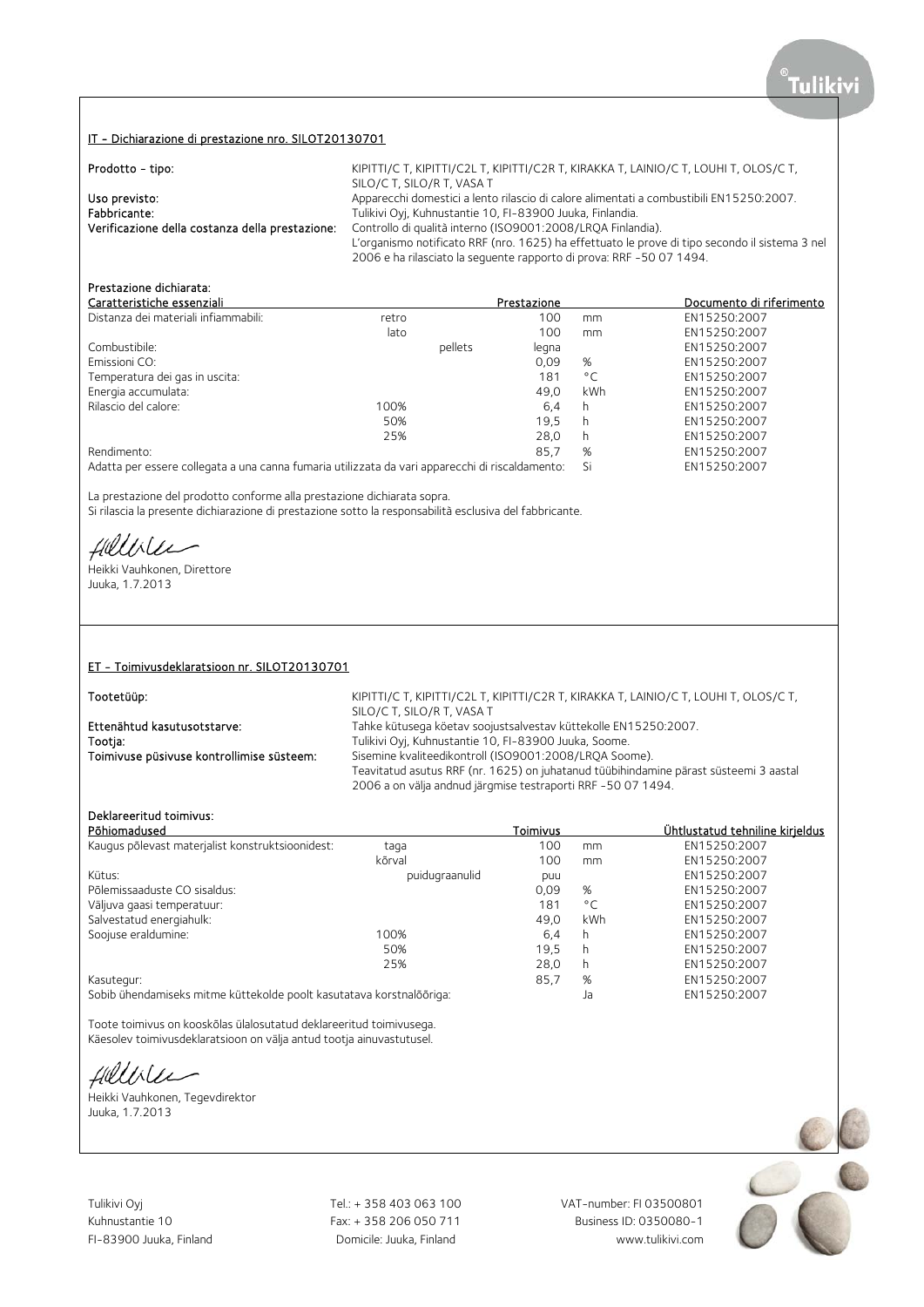## IT - Dichiarazione di prestazione nro. SILOT20130701

**Prodotto - tipo:** KIPITTI/C T, KIPITTI/C2L T, KIPITTI/C2R T, KIRAKKA T, LAINIO/C T, LOUHI T, OLOS/C T, SILO/C T, SILO/R T, VASA T

**Uso previsto:** Apparecchi domestici a lento rilascio di calore alimentati a combustibili EN15250:2007.

**Fabbricante:** Tulikivi Oyj, Kuhnustantie 10, FI-83900 Juuka, Finlandia.

**Verificazione della costanza della prestazione:** Controllo di qualità interno (ISO9001:2008/LRQA Finlandia). L'organismo notificato RRF (nro. 1625) ha effettuato le prove di tipo secondo il sistema 3 nel 2006 e ha rilasciato la seguente rapporto di prova: RRF -50 07 1494.

**Prestazione dichiarata:**

| Caratteristiche essenziali | | Prestazione | | Documento di riferimento |
|---|---|---|---|---|
| Distanza dei materiali infiammabili: | retro | 100 | mm | EN15250:2007 |
| | lato | 100 | mm | EN15250:2007 |
| Combustibile: | pellets | legna | | EN15250:2007 |
| Emissioni CO: | | 0,09 | % | EN15250:2007 |
| Temperatura dei gas in uscita: | | 181 | °C | EN15250:2007 |
| Energia accumulata: | | 49,0 | kWh | EN15250:2007 |
| Rilascio del calore: | 100% | 6,4 | h | EN15250:2007 |
| | 50% | 19,5 | h | EN15250:2007 |
| | 25% | 28,0 | h | EN15250:2007 |
| Rendimento: | | 85,7 | % | EN15250:2007 |
| Adatta per essere collegata a una canna fumaria utilizzata da vari apparecchi di riscaldamento: | | | Si | EN15250:2007 |

La prestazione del prodotto conforme alla prestazione dichiarata sopra.
Si rilascia la presente dichiarazione di prestazione sotto la responsabilità esclusiva del fabbricante.

Heikki Vauhkonen, Direttore
Juuka, 1.7.2013

## ET - Toimivusdeklaratsioon nr. SILOT20130701

**Tootetüüp:** KIPITTI/C T, KIPITTI/C2L T, KIPITTI/C2R T, KIRAKKA T, LAINIO/C T, LOUHI T, OLOS/C T, SILO/C T, SILO/R T, VASA T

**Ettenähtud kasutusotstarve:** Tahke kütusega köetav soojustsalvestav küttekolle EN15250:2007.

**Tootja:** Tulikivi Oyj, Kuhnustantie 10, FI-83900 Juuka, Soome.

**Toimivuse püsivuse kontrollimise süsteem:** Sisemine kvaliteedikontroll (ISO9001:2008/LRQA Soome). Teavitatud asutus RRF (nr. 1625) on juhatanud tüübihindamine pärast süsteemi 3 aastal 2006 a on välja andnud järgmise testraporti RRF -50 07 1494.

**Deklareeritud toimivus:**

| Põhiomadused | | Toimivus | | Ühtlustatud tehniline kirjeldus |
|---|---|---|---|---|
| Kaugus põlevast materjalist konstruktsioonidest: | taga | 100 | mm | EN15250:2007 |
| | kõrval | 100 | mm | EN15250:2007 |
| Kütus: | puidugraanulid | puu | | EN15250:2007 |
| Põlemissaaduste CO sisaldus: | | 0,09 | % | EN15250:2007 |
| Väljuva gaasi temperatuur: | | 181 | °C | EN15250:2007 |
| Salvestatud energiahulk: | | 49,0 | kWh | EN15250:2007 |
| Soojuse eraldumine: | 100% | 6,4 | h | EN15250:2007 |
| | 50% | 19,5 | h | EN15250:2007 |
| | 25% | 28,0 | h | EN15250:2007 |
| Kasutegur: | | 85,7 | % | EN15250:2007 |
| Sobib ühendamiseks mitme küttekolde poolt kasutatava korstnalõõriga: | | | Ja | EN15250:2007 |

Toote toimivus on kooskõlas ülalosutatud deklareeritud toimivusega.
Käesolev toimivusdeklaratsioon on välja antud tootja ainuvastutusel.

Heikki Vauhkonen, Tegevdirektor
Juuka, 1.7.2013

Tulikivi Oyj
Kuhnustantie 10
FI-83900 Juuka, Finland

Tel.: + 358 403 063 100
Fax: + 358 206 050 711
Domicile: Juuka, Finland

VAT-number: FI 03500801
Business ID: 0350080-1
www.tulikivi.com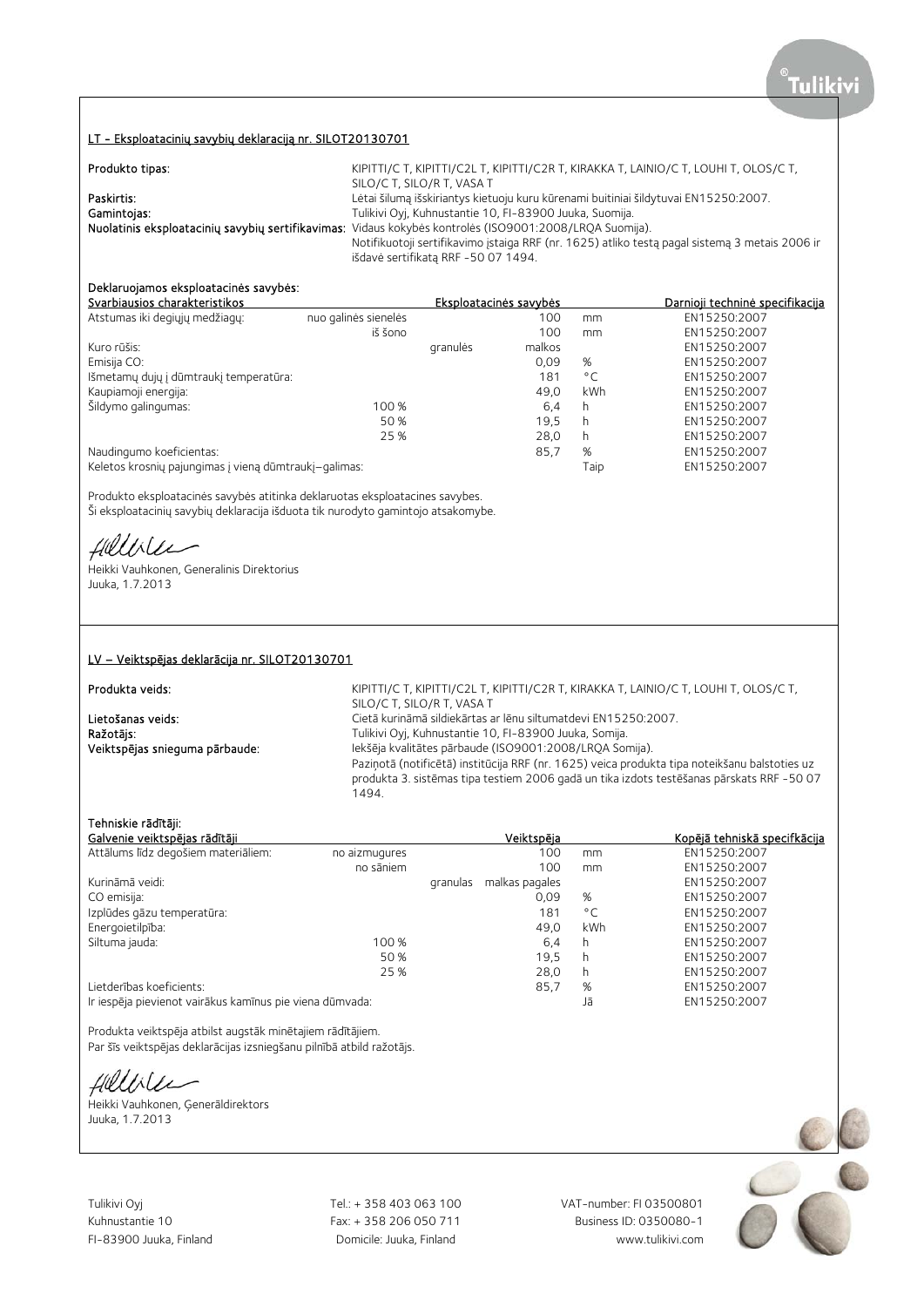## LT - Eksploatacinių savybių deklaraciją nr. SILOT20130701

**Produkto tipas:** KIPITTI/C T, KIPITTI/C2L T, KIPITTI/C2R T, KIRAKKA T, LAINIO/C T, LOUHI T, OLOS/C T, SILO/C T, SILO/R T, VASA T

**Paskirtis:** Lėtai šilumą išskiriantys kietuoju kuru kūrenami buitiniai šildytuvai EN15250:2007.

**Gamintojas:** Tulikivi Oyj, Kuhnustantie 10, FI-83900 Juuka, Suomija.

**Nuolatinis eksploatacinių savybių sertifikavimas:** Vidaus kokybės kontrolės (ISO9001:2008/LRQA Suomija). Notifikuotoji sertifikavimo įstaiga RRF (nr. 1625) atliko testą pagal sistemą 3 metais 2006 ir išdavė sertifikatą RRF -50 07 1494.

**Deklaruojamos eksploatacinės savybės:**

| Svarbiausios charakteristikos | | | Eksploatacinės savybės | | Darnioji techninė specifikacija |
|---|---|---|---|---|---|
| Atstumas iki degiųjų medžiagų: | nuo galinės sienelės | | 100 | mm | EN15250:2007 |
| | iš šono | | 100 | mm | EN15250:2007 |
| Kuro rūšis: | | granulės | malkos | | EN15250:2007 |
| Emisija CO: | | | 0,09 | % | EN15250:2007 |
| Išmetamų dujų į dūmtraukį temperatūra: | | | 181 | °C | EN15250:2007 |
| Kaupiamoji energija: | | | 49,0 | kWh | EN15250:2007 |
| Šildymo galingumas: | 100 % | | 6,4 | h | EN15250:2007 |
| | 50 % | | 19,5 | h | EN15250:2007 |
| | 25 % | | 28,0 | h | EN15250:2007 |
| Naudingumo koeficientas: | | | 85,7 | % | EN15250:2007 |
| Keletos krosnių pajungimas į vieną dūmtraukį–galimas: | | | | Taip | EN15250:2007 |

Produkto eksploatacinės savybės atitinka deklaruotas eksploatacines savybes.
Ši eksploatacinių savybių deklaracija išduota tik nurodyto gamintojo atsakomybe.

Heikki Vauhkonen, Generalinis Direktorius
Juuka, 1.7.2013

## LV – Veiktspējas deklarācija nr. SILOT20130701

**Produkta veids:** KIPITTI/C T, KIPITTI/C2L T, KIPITTI/C2R T, KIRAKKA T, LAINIO/C T, LOUHI T, OLOS/C T, SILO/C T, SILO/R T, VASA T

**Lietošanas veids:** Cietā kurināmā sildiekārtas ar lēnu siltumatdevi EN15250:2007.

**Ražotājs:** Tulikivi Oyj, Kuhnustantie 10, FI-83900 Juuka, Somija.

**Veiktspējas snieguma pārbaude:** Iekšēja kvalitātes pārbaude (ISO9001:2008/LRQA Somija). Paziņotā (notificētā) institūcija RRF (nr. 1625) veica produkta tipa noteikšanu balstoties uz produkta 3. sistēmas tipa testiem 2006 gadā un tika izdots testēšanas pārskats RRF -50 07 1494.

**Tehniskie rādītāji:**

| Galvenie veiktspējas rādītāji | | | Veiktspēja | | Kopējā tehniskā specifkācija |
|---|---|---|---|---|---|
| Attālums līdz degošiem materiāliem: | no aizmugures | | 100 | mm | EN15250:2007 |
| | no sāniem | | 100 | mm | EN15250:2007 |
| Kurināmā veidi: | | granulas | malkas pagales | | EN15250:2007 |
| CO emisija: | | | 0,09 | % | EN15250:2007 |
| Izplūdes gāzu temperatūra: | | | 181 | °C | EN15250:2007 |
| Energoietilpība: | | | 49,0 | kWh | EN15250:2007 |
| Siltuma jauda: | 100 % | | 6,4 | h | EN15250:2007 |
| | 50 % | | 19,5 | h | EN15250:2007 |
| | 25 % | | 28,0 | h | EN15250:2007 |
| Lietderības koeficients: | | | 85,7 | % | EN15250:2007 |
| Ir iespēja pievienot vairākus kamīnus pie viena dūmvada: | | | | Jā | EN15250:2007 |

Produkta veiktspēja atbilst augstāk minētajiem rādītājiem.
Par šīs veiktspējas deklarācijas izsniegšanu pilnībā atbild ražotājs.

Heikki Vauhkonen, Ģenerāldirektors
Juuka, 1.7.2013

Tulikivi Oyj
Kuhnustantie 10
FI-83900 Juuka, Finland

Tel.: + 358 403 063 100
Fax: + 358 206 050 711
Domicile: Juuka, Finland

VAT-number: FI 03500801
Business ID: 0350080-1
www.tulikivi.com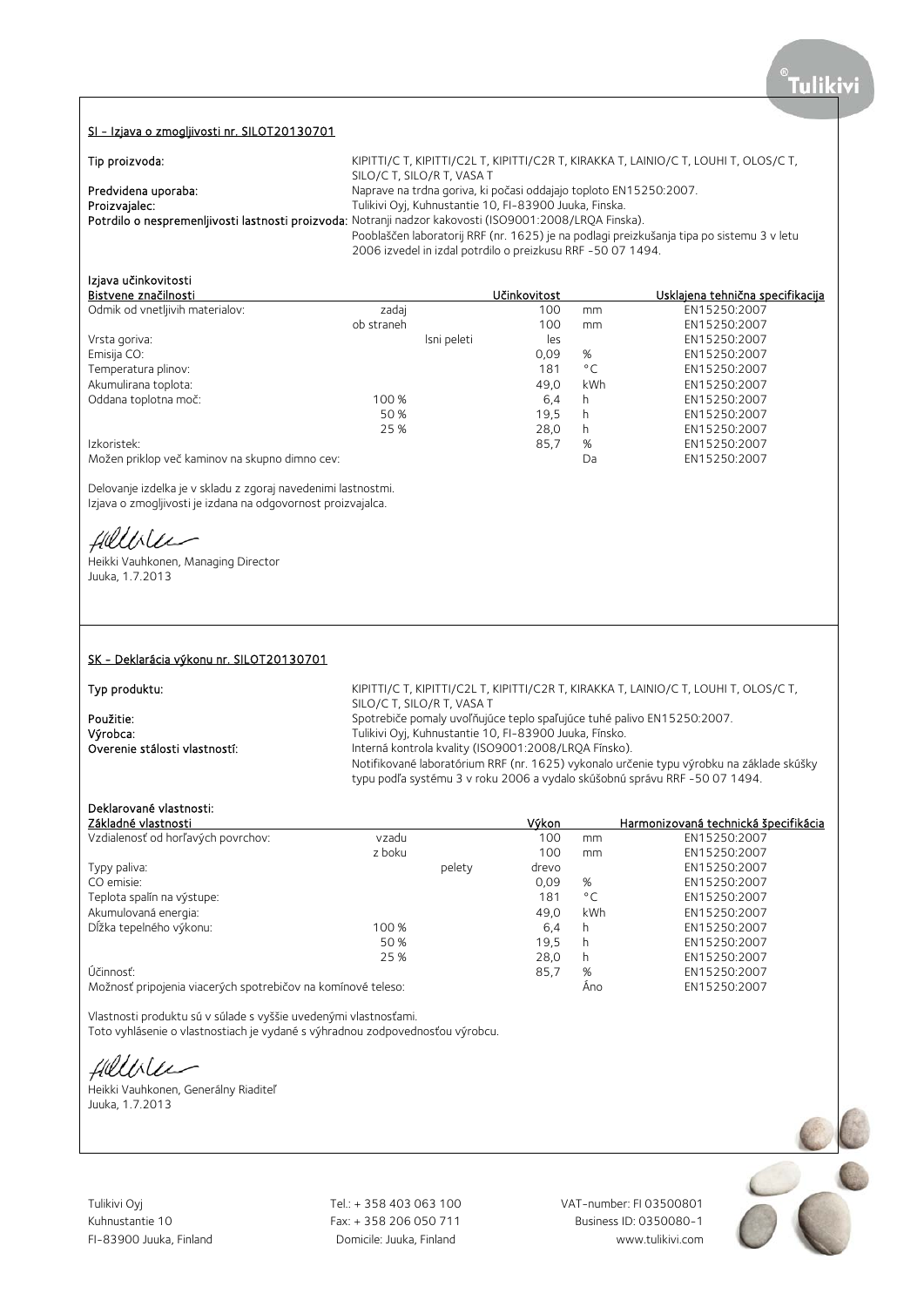## SI - Izjava o zmogljivosti nr. SILOT20130701

**Tip proizvoda:** KIPITTI/C T, KIPITTI/C2L T, KIPITTI/C2R T, KIRAKKA T, LAINIO/C T, LOUHI T, OLOS/C T, SILO/C T, SILO/R T, VASA T

**Predvidena uporaba:** Naprave na trdna goriva, ki počasi oddajajo toploto EN15250:2007.

**Proizvajalec:** Tulikivi Oyj, Kuhnustantie 10, FI-83900 Juuka, Finska.

**Potrdilo o nespremenljivosti lastnosti proizvoda:** Notranji nadzor kakovosti (ISO9001:2008/LRQA Finska).
Pooblaščen laboratorij RRF (nr. 1625) je na podlagi preizkušanja tipa po sistemu 3 v letu 2006 izvedel in izdal potrdilo o preizkusu RRF -50 07 1494.

Izjava učinkovitosti

| Bistvene značilnosti | | | Učinkovitost | | Usklajena tehnična specifikacija |
|---|---|---|---|---|---|
| Odmik od vnetljivih materialov: | zadaj | | 100 | mm | EN15250:2007 |
| | ob straneh | | 100 | mm | EN15250:2007 |
| Vrsta goriva: | | lsni peleti | les | | EN15250:2007 |
| Emisija CO: | | | 0,09 | % | EN15250:2007 |
| Temperatura plinov: | | | 181 | °C | EN15250:2007 |
| Akumulirana toplota: | | | 49,0 | kWh | EN15250:2007 |
| Oddana toplotna moč: | 100 % | | 6,4 | h | EN15250:2007 |
| | 50 % | | 19,5 | h | EN15250:2007 |
| | 25 % | | 28,0 | h | EN15250:2007 |
| Izkoristek: | | | 85,7 | % | EN15250:2007 |
| Možen priklop več kaminov na skupno dimno cev: | | | | Da | EN15250:2007 |

Delovanje izdelka je v skladu z zgoraj navedenimi lastnostmi.
Izjava o zmogljivosti je izdana na odgovornost proizvajalca.

Heikki Vauhkonen, Managing Director
Juuka, 1.7.2013

## SK - Deklarácia výkonu nr. SILOT20130701

**Typ produktu:** KIPITTI/C T, KIPITTI/C2L T, KIPITTI/C2R T, KIRAKKA T, LAINIO/C T, LOUHI T, OLOS/C T, SILO/C T, SILO/R T, VASA T

**Použitie:** Spotrebiče pomaly uvoľňujúce teplo spaľujúce tuhé palivo EN15250:2007.

**Výrobca:** Tulikivi Oyj, Kuhnustantie 10, FI-83900 Juuka, Fínsko.

**Overenie stálosti vlastností:** Interná kontrola kvality (ISO9001:2008/LRQA Fínsko).
Notifikované laboratórium RRF (nr. 1625) vykonalo určenie typu výrobku na základe skúšky typu podľa systému 3 v roku 2006 a vydalo skúšobnú správu RRF -50 07 1494.

**Deklarované vlastnosti:**

| Základné vlastnosti | | | Výkon | | Harmonizovaná technická špecifikácia |
|---|---|---|---|---|---|
| Vzdialenosť od horľavých povrchov: | vzadu | | 100 | mm | EN15250:2007 |
| | z boku | | 100 | mm | EN15250:2007 |
| Typy paliva: | | pelety | drevo | | EN15250:2007 |
| CO emisie: | | | 0,09 | % | EN15250:2007 |
| Teplota spalín na výstupe: | | | 181 | °C | EN15250:2007 |
| Akumulovaná energia: | | | 49,0 | kWh | EN15250:2007 |
| Dĺžka tepelného výkonu: | 100 % | | 6,4 | h | EN15250:2007 |
| | 50 % | | 19,5 | h | EN15250:2007 |
| | 25 % | | 28,0 | h | EN15250:2007 |
| Účinnosť: | | | 85,7 | % | EN15250:2007 |
| Možnosť pripojenia viacerých spotrebičov na komínové teleso: | | | | Áno | EN15250:2007 |

Vlastnosti produktu sú v súlade s vyššie uvedenými vlastnosťami.
Toto vyhlásenie o vlastnostiach je vydané s výhradnou zodpovednosťou výrobcu.

Heikki Vauhkonen, Generálny Riaditeľ
Juuka, 1.7.2013

Tulikivi Oyj
Kuhnustantie 10
FI-83900 Juuka, Finland

Tel.: + 358 403 063 100
Fax: + 358 206 050 711
Domicile: Juuka, Finland

VAT-number: FI 03500801
Business ID: 0350080-1
www.tulikivi.com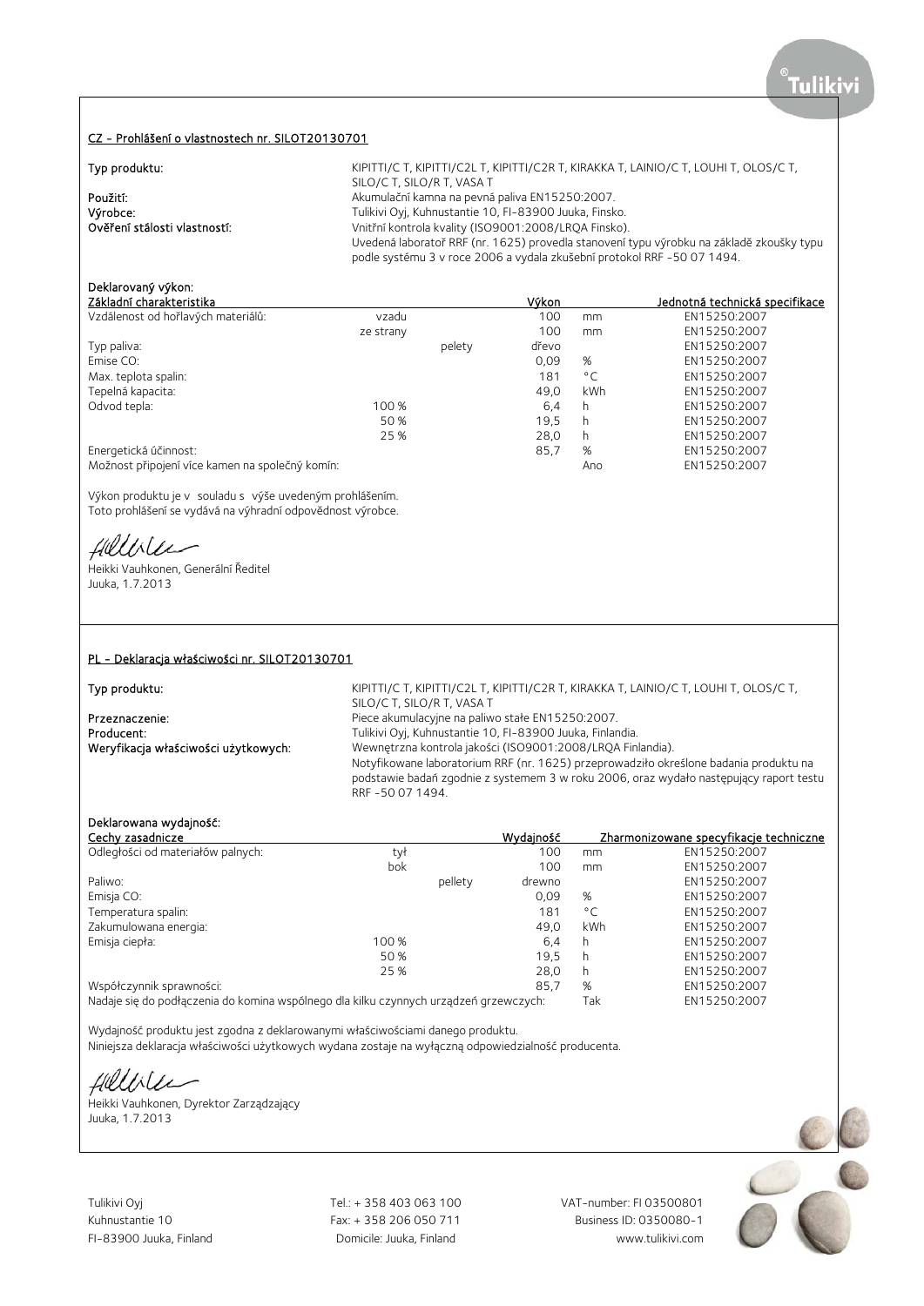## CZ - Prohlášení o vlastnostech nr. SILOT20130701

**Typ produktu:** KIPITTI/C T, KIPITTI/C2L T, KIPITTI/C2R T, KIRAKKA T, LAINIO/C T, LOUHI T, OLOS/C T, SILO/C T, SILO/R T, VASA T

**Použití:** Akumulační kamna na pevná paliva EN15250:2007.

**Výrobce:** Tulikivi Oyj, Kuhnustantie 10, FI-83900 Juuka, Finsko.

**Ověření stálosti vlastností:** Vnitřní kontrola kvality (ISO9001:2008/LRQA Finsko).
Uvedená laboratoř RRF (nr. 1625) provedla stanovení typu výrobku na základě zkoušky typu podle systému 3 v roce 2006 a vydala zkušební protokol RRF -50 07 1494.

**Deklarovaný výkon:**

| Základní charakteristika | | | Výkon | | Jednotná technická specifikace |
|---|---|---|---|---|---|
| Vzdálenost od hořlavých materiálů: | vzadu | | 100 | mm | EN15250:2007 |
| | ze strany | | 100 | mm | EN15250:2007 |
| Typ paliva: | | pelety | dřevo | | EN15250:2007 |
| Emise CO: | | | 0,09 | % | EN15250:2007 |
| Max. teplota spalin: | | | 181 | °C | EN15250:2007 |
| Tepelná kapacita: | | | 49,0 | kWh | EN15250:2007 |
| Odvod tepla: | 100 % | | 6,4 | h | EN15250:2007 |
| | 50 % | | 19,5 | h | EN15250:2007 |
| | 25 % | | 28,0 | h | EN15250:2007 |
| Energetická účinnost: | | | 85,7 | % | EN15250:2007 |
| Možnost připojení více kamen na společný komín: | | | | Ano | EN15250:2007 |

Výkon produktu je v souladu s výše uvedeným prohlášením.
Toto prohlášení se vydává na výhradní odpovědnost výrobce.

Heikki Vauhkonen, Generální Ředitel
Juuka, 1.7.2013

## PL - Deklaracja właściwości nr. SILOT20130701

**Typ produktu:** KIPITTI/C T, KIPITTI/C2L T, KIPITTI/C2R T, KIRAKKA T, LAINIO/C T, LOUHI T, OLOS/C T, SILO/C T, SILO/R T, VASA T

**Przeznaczenie:** Piece akumulacyjne na paliwo stałe EN15250:2007.

**Producent:** Tulikivi Oyj, Kuhnustantie 10, FI-83900 Juuka, Finlandia.

**Weryfikacja właściwości użytkowych:** Wewnętrzna kontrola jakości (ISO9001:2008/LRQA Finlandia).
Notyfikowane laboratorium RRF (nr. 1625) przeprowadziło określone badania produktu na podstawie badań zgodnie z systemem 3 w roku 2006, oraz wydało następujący raport testu RRF -50 07 1494.

**Deklarowana wydajność:**

| Cechy zasadnicze | | | Wydajność | | Zharmonizowane specyfikacje techniczne |
|---|---|---|---|---|---|
| Odległości od materiałów palnych: | tył | | 100 | mm | EN15250:2007 |
| | bok | | 100 | mm | EN15250:2007 |
| Paliwo: | | pellety | drewno | | EN15250:2007 |
| Emisja CO: | | | 0,09 | % | EN15250:2007 |
| Temperatura spalin: | | | 181 | °C | EN15250:2007 |
| Zakumulowana energia: | | | 49,0 | kWh | EN15250:2007 |
| Emisja ciepła: | 100 % | | 6,4 | h | EN15250:2007 |
| | 50 % | | 19,5 | h | EN15250:2007 |
| | 25 % | | 28,0 | h | EN15250:2007 |
| Współczynnik sprawności: | | | 85,7 | % | EN15250:2007 |
| Nadaje się do podłączenia do komina wspólnego dla kilku czynnych urządzeń grzewczych: | | | | Tak | EN15250:2007 |

Wydajność produktu jest zgodna z deklarowanymi właściwościami danego produktu.
Niniejsza deklaracja właściwości użytkowych wydana zostaje na wyłączną odpowiedzialność producenta.

Heikki Vauhkonen, Dyrektor Zarządzający
Juuka, 1.7.2013